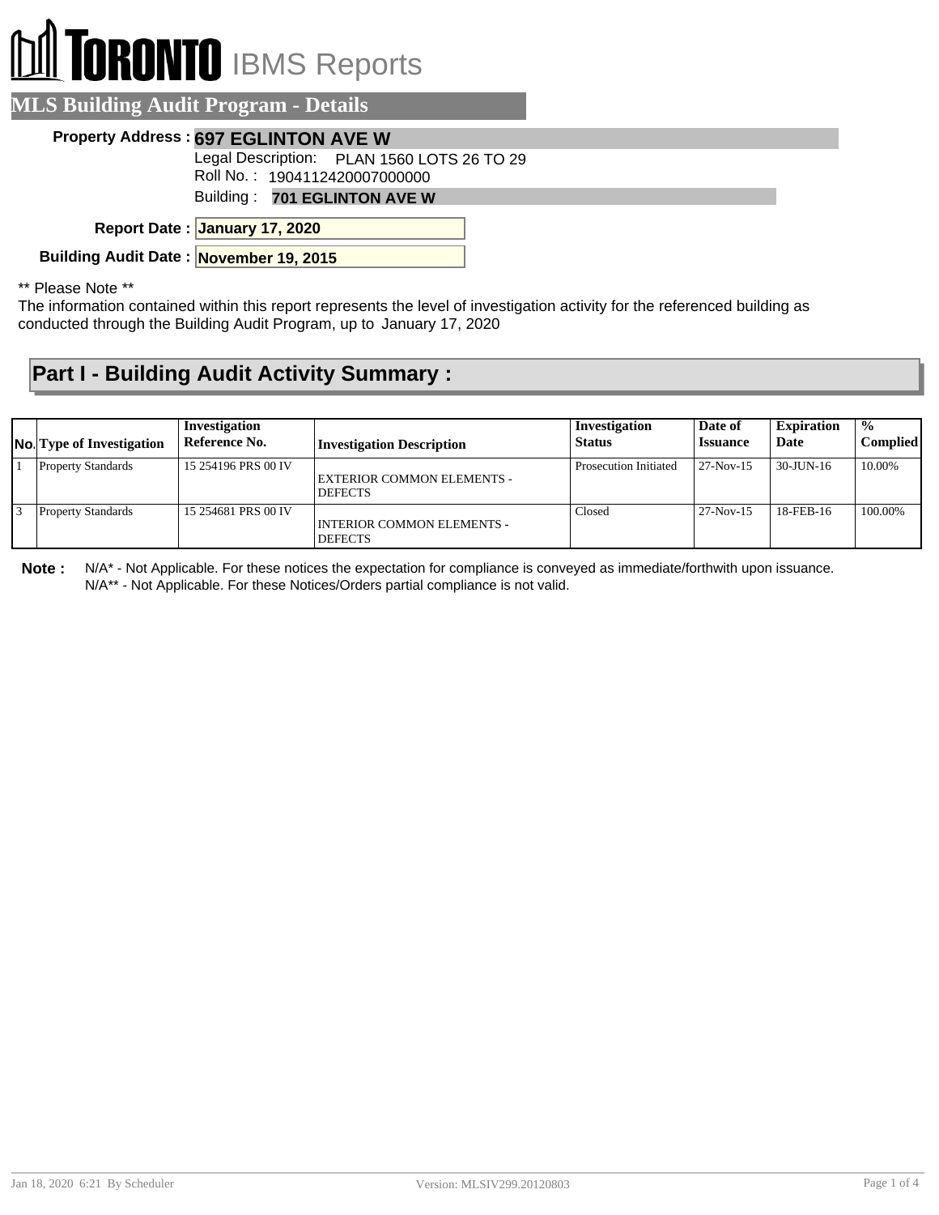# TORONTO IBMS Reports

## MLS Building Audit Program - Details

**Property Address :** **697 EGLINTON AVE W**

Legal Description: PLAN 1560 LOTS 26 TO 29

Roll No. : 1904112420007000000

Building : **701 EGLINTON AVE W**

**Report Date :** **January 17, 2020**

**Building Audit Date :** **November 19, 2015**

** Please Note **

The information contained within this report represents the level of investigation activity for the referenced building as conducted through the Building Audit Program, up to January 17, 2020

## Part I - Building Audit Activity Summary :

| No. | Type of Investigation | Investigation Reference No. | Investigation Description | Investigation Status | Date of Issuance | Expiration Date | % Complied |
|---|---|---|---|---|---|---|---|
| 1 | Property Standards | 15 254196 PRS 00 IV | EXTERIOR COMMON ELEMENTS - DEFECTS | Prosecution Initiated | 27-Nov-15 | 30-JUN-16 | 10.00% |
| 3 | Property Standards | 15 254681 PRS 00 IV | INTERIOR COMMON ELEMENTS - DEFECTS | Closed | 27-Nov-15 | 18-FEB-16 | 100.00% |

**Note :** N/A* - Not Applicable. For these notices the expectation for compliance is conveyed as immediate/forthwith upon issuance.
N/A** - Not Applicable. For these Notices/Orders partial compliance is not valid.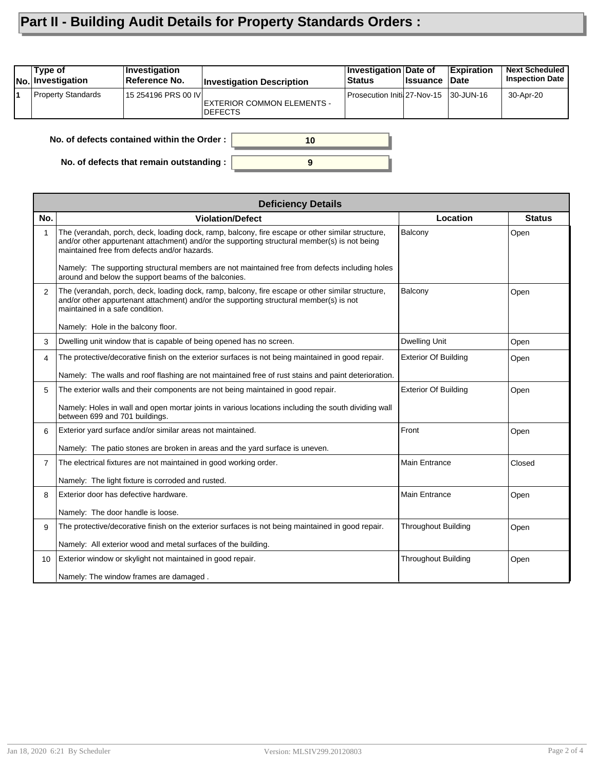# Part II - Building Audit Details for Property Standards Orders :

| No. | Type of Investigation | Investigation Reference No. | Investigation Description | Investigation Status | Date of Issuance | Expiration Date | Next Scheduled Inspection Date |
|---|---|---|---|---|---|---|---|
| 1 | Property Standards | 15 254196 PRS 00 IV | EXTERIOR COMMON ELEMENTS - DEFECTS | Prosecution Initi | 27-Nov-15 | 30-JUN-16 | 30-Apr-20 |

**No. of defects contained within the Order :** 10

**No. of defects that remain outstanding :** 9

| Deficiency Details | | | |
|---|---|---|---|
| **No.** | **Violation/Defect** | **Location** | **Status** |
| 1 | The (verandah, porch, deck, loading dock, ramp, balcony, fire escape or other similar structure, and/or other appurtenant attachment) and/or the supporting structural member(s) is not being maintained free from defects and/or hazards.<br><br>Namely: The supporting structural members are not maintained free from defects including holes around and below the support beams of the balconies. | Balcony | Open |
| 2 | The (verandah, porch, deck, loading dock, ramp, balcony, fire escape or other similar structure, and/or other appurtenant attachment) and/or the supporting structural member(s) is not maintained in a safe condition.<br><br>Namely: Hole in the balcony floor. | Balcony | Open |
| 3 | Dwelling unit window that is capable of being opened has no screen. | Dwelling Unit | Open |
| 4 | The protective/decorative finish on the exterior surfaces is not being maintained in good repair.<br><br>Namely: The walls and roof flashing are not maintained free of rust stains and paint deterioration. | Exterior Of Building | Open |
| 5 | The exterior walls and their components are not being maintained in good repair.<br><br>Namely: Holes in wall and open mortar joints in various locations including the south dividing wall between 699 and 701 buildings. | Exterior Of Building | Open |
| 6 | Exterior yard surface and/or similar areas not maintained.<br><br>Namely: The patio stones are broken in areas and the yard surface is uneven. | Front | Open |
| 7 | The electrical fixtures are not maintained in good working order.<br><br>Namely: The light fixture is corroded and rusted. | Main Entrance | Closed |
| 8 | Exterior door has defective hardware.<br><br>Namely: The door handle is loose. | Main Entrance | Open |
| 9 | The protective/decorative finish on the exterior surfaces is not being maintained in good repair.<br><br>Namely: All exterior wood and metal surfaces of the building. | Throughout Building | Open |
| 10 | Exterior window or skylight not maintained in good repair.<br><br>Namely: The window frames are damaged . | Throughout Building | Open |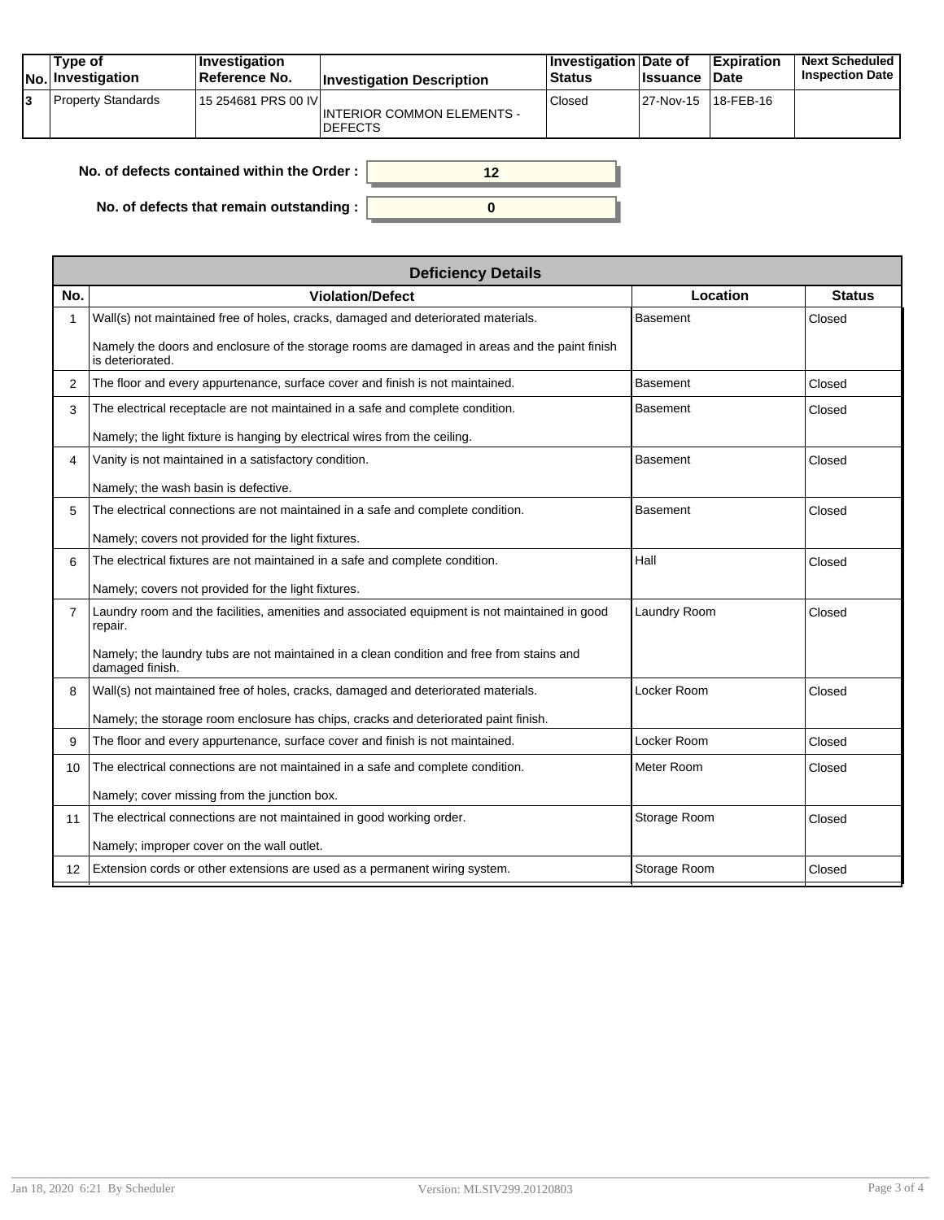| No. | Type of Investigation | Investigation Reference No. | Investigation Description | Investigation Status | Date of Issuance | Expiration Date | Next Scheduled Inspection Date |
|---|---|---|---|---|---|---|---|
| 3 | Property Standards | 15 254681 PRS 00 IV | INTERIOR COMMON ELEMENTS - DEFECTS | Closed | 27-Nov-15 | 18-FEB-16 | |

**No. of defects contained within the Order :** 12

**No. of defects that remain outstanding :** 0

| Deficiency Details | | | |
|---|---|---|---|
| **No.** | **Violation/Defect** | **Location** | **Status** |
| 1 | Wall(s) not maintained free of holes, cracks, damaged and deteriorated materials.<br><br>Namely the doors and enclosure of the storage rooms are damaged in areas and the paint finish is deteriorated. | Basement | Closed |
| 2 | The floor and every appurtenance, surface cover and finish is not maintained. | Basement | Closed |
| 3 | The electrical receptacle are not maintained in a safe and complete condition.<br><br>Namely; the light fixture is hanging by electrical wires from the ceiling. | Basement | Closed |
| 4 | Vanity is not maintained in a satisfactory condition.<br><br>Namely; the wash basin is defective. | Basement | Closed |
| 5 | The electrical connections are not maintained in a safe and complete condition.<br><br>Namely; covers not provided for the light fixtures. | Basement | Closed |
| 6 | The electrical fixtures are not maintained in a safe and complete condition.<br><br>Namely; covers not provided for the light fixtures. | Hall | Closed |
| 7 | Laundry room and the facilities, amenities and associated equipment is not maintained in good repair.<br><br>Namely; the laundry tubs are not maintained in a clean condition and free from stains and damaged finish. | Laundry Room | Closed |
| 8 | Wall(s) not maintained free of holes, cracks, damaged and deteriorated materials.<br><br>Namely; the storage room enclosure has chips, cracks and deteriorated paint finish. | Locker Room | Closed |
| 9 | The floor and every appurtenance, surface cover and finish is not maintained. | Locker Room | Closed |
| 10 | The electrical connections are not maintained in a safe and complete condition.<br><br>Namely; cover missing from the junction box. | Meter Room | Closed |
| 11 | The electrical connections are not maintained in good working order.<br><br>Namely; improper cover on the wall outlet. | Storage Room | Closed |
| 12 | Extension cords or other extensions are used as a permanent wiring system. | Storage Room | Closed |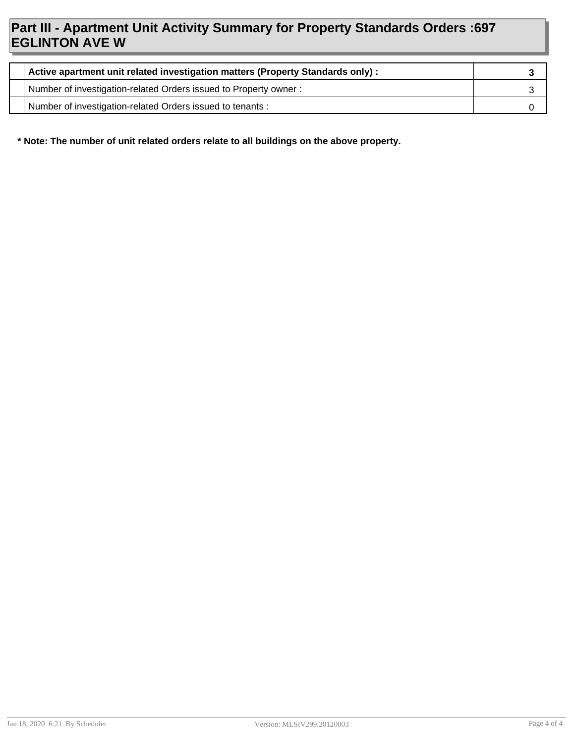## Part III - Apartment Unit Activity Summary for Property Standards Orders :697 EGLINTON AVE W

| | | |
|---|---|---|
| | **Active apartment unit related investigation matters (Property Standards only) :** | **3** |
| | Number of investigation-related Orders issued to Property owner : | 3 |
| | Number of investigation-related Orders issued to tenants : | 0 |

**\* Note: The number of unit related orders relate to all buildings on the above property.**